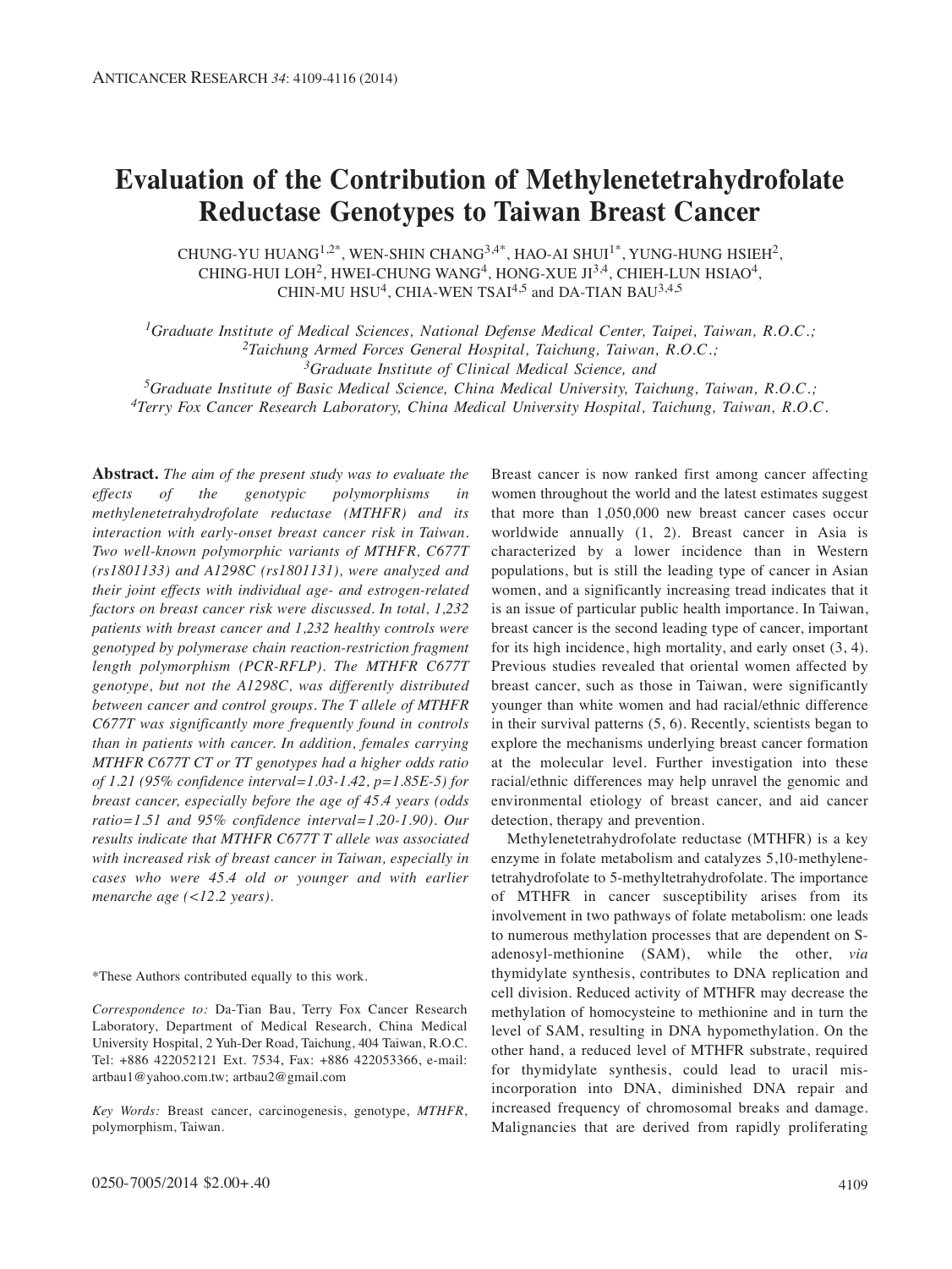# Evaluation of the Contribution of Methylenetetrahydrofolate Reductase Genotypes to Taiwan Breast Cancer

CHUNG-YU HUANG[1,2*], WEN-SHIN CHANG[3,4*], HAO-AI SHUI[1*], YUNG-HUNG HSIEH[2], CHING-HUI LOH[2], HWEI-CHUNG WANG[4], HONG-XUE JI[3,4], CHIEH-LUN HSIAO[4], CHIN-MU HSU[4], CHIA-WEN TSAI[4,5] and DA-TIAN BAU[3,4,5]

*[1]Graduate Institute of Medical Sciences, National Defense Medical Center, Taipei, Taiwan, R.O.C.;*
*[2]Taichung Armed Forces General Hospital, Taichung, Taiwan, R.O.C.;*
*[3]Graduate Institute of Clinical Medical Science, and*
*[5]Graduate Institute of Basic Medical Science, China Medical University, Taichung, Taiwan, R.O.C.;*
*[4]Terry Fox Cancer Research Laboratory, China Medical University Hospital, Taichung, Taiwan, R.O.C.*

**Abstract.** *The aim of the present study was to evaluate the effects of the genotypic polymorphisms in methylenetetrahydrofolate reductase (MTHFR) and its interaction with early-onset breast cancer risk in Taiwan. Two well-known polymorphic variants of MTHFR, C677T (rs1801133) and A1298C (rs1801131), were analyzed and their joint effects with individual age- and estrogen-related factors on breast cancer risk were discussed. In total, 1,232 patients with breast cancer and 1,232 healthy controls were genotyped by polymerase chain reaction-restriction fragment length polymorphism (PCR-RFLP). The MTHFR C677T genotype, but not the A1298C, was differently distributed between cancer and control groups. The T allele of MTHFR C677T was significantly more frequently found in controls than in patients with cancer. In addition, females carrying MTHFR C677T CT or TT genotypes had a higher odds ratio of 1.21 (95% confidence interval=1.03-1.42, p=1.85E-5) for breast cancer, especially before the age of 45.4 years (odds ratio=1.51 and 95% confidence interval=1.20-1.90). Our results indicate that MTHFR C677T T allele was associated with increased risk of breast cancer in Taiwan, especially in cases who were 45.4 old or younger and with earlier menarche age (<12.2 years).*

*These Authors contributed equally to this work.

*Correspondence to:* Da-Tian Bau, Terry Fox Cancer Research Laboratory, Department of Medical Research, China Medical University Hospital, 2 Yuh-Der Road, Taichung, 404 Taiwan, R.O.C. Tel: +886 422052121 Ext. 7534, Fax: +886 422053366, e-mail: artbau1@yahoo.com.tw; artbau2@gmail.com

*Key Words:* Breast cancer, carcinogenesis, genotype, *MTHFR*, polymorphism, Taiwan.

Breast cancer is now ranked first among cancer affecting women throughout the world and the latest estimates suggest that more than 1,050,000 new breast cancer cases occur worldwide annually (1, 2). Breast cancer in Asia is characterized by a lower incidence than in Western populations, but is still the leading type of cancer in Asian women, and a significantly increasing tread indicates that it is an issue of particular public health importance. In Taiwan, breast cancer is the second leading type of cancer, important for its high incidence, high mortality, and early onset (3, 4). Previous studies revealed that oriental women affected by breast cancer, such as those in Taiwan, were significantly younger than white women and had racial/ethnic difference in their survival patterns (5, 6). Recently, scientists began to explore the mechanisms underlying breast cancer formation at the molecular level. Further investigation into these racial/ethnic differences may help unravel the genomic and environmental etiology of breast cancer, and aid cancer detection, therapy and prevention.

Methylenetetrahydrofolate reductase (MTHFR) is a key enzyme in folate metabolism and catalyzes 5,10-methylene-tetrahydrofolate to 5-methyltetrahydrofolate. The importance of MTHFR in cancer susceptibility arises from its involvement in two pathways of folate metabolism: one leads to numerous methylation processes that are dependent on S-adenosyl-methionine (SAM), while the other, *via* thymidylate synthesis, contributes to DNA replication and cell division. Reduced activity of MTHFR may decrease the methylation of homocysteine to methionine and in turn the level of SAM, resulting in DNA hypomethylation. On the other hand, a reduced level of MTHFR substrate, required for thymidylate synthesis, could lead to uracil mis-incorporation into DNA, diminished DNA repair and increased frequency of chromosomal breaks and damage. Malignancies that are derived from rapidly proliferating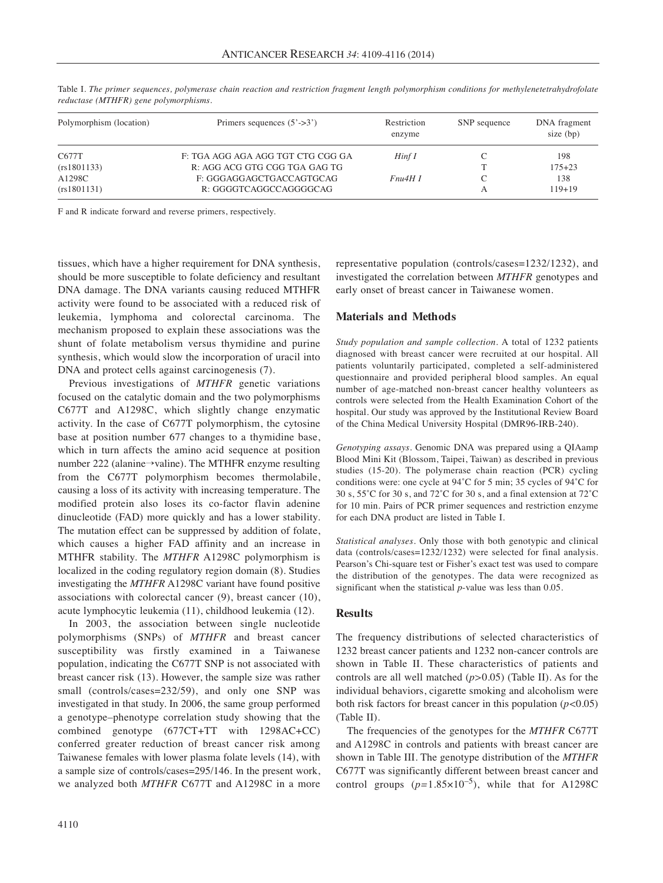Table I. *The primer sequences, polymerase chain reaction and restriction fragment length polymorphism conditions for methylenetetrahydrofolate reductase (MTHFR) gene polymorphisms.*

| Polymorphism (location) | Primers sequences (5'->3') | Restriction enzyme | SNP sequence | DNA fragment size (bp) |
|---|---|---|---|---|
| C677T | F: TGA AGG AGA AGG TGT CTG CGG GA | *Hinf I* | C | 198 |
| (rs1801133) | R: AGG ACG GTG CGG TGA GAG TG | | T | 175+23 |
| A1298C | F: GGGAGGAGCTGACCAGTGCAG | *Fnu4H I* | C | 138 |
| (rs1801131) | R: GGGGTCAGGCCAGGGGCAG | | A | 119+19 |

F and R indicate forward and reverse primers, respectively.

tissues, which have a higher requirement for DNA synthesis, should be more susceptible to folate deficiency and resultant DNA damage. The DNA variants causing reduced MTHFR activity were found to be associated with a reduced risk of leukemia, lymphoma and colorectal carcinoma. The mechanism proposed to explain these associations was the shunt of folate metabolism versus thymidine and purine synthesis, which would slow the incorporation of uracil into DNA and protect cells against carcinogenesis (7).

Previous investigations of *MTHFR* genetic variations focused on the catalytic domain and the two polymorphisms C677T and A1298C, which slightly change enzymatic activity. In the case of C677T polymorphism, the cytosine base at position number 677 changes to a thymidine base, which in turn affects the amino acid sequence at position number 222 (alanine→valine). The MTHFR enzyme resulting from the C677T polymorphism becomes thermolabile, causing a loss of its activity with increasing temperature. The modified protein also loses its co-factor flavin adenine dinucleotide (FAD) more quickly and has a lower stability. The mutation effect can be suppressed by addition of folate, which causes a higher FAD affinity and an increase in MTHFR stability. The *MTHFR* A1298C polymorphism is localized in the coding regulatory region domain (8). Studies investigating the *MTHFR* A1298C variant have found positive associations with colorectal cancer (9), breast cancer (10), acute lymphocytic leukemia (11), childhood leukemia (12).

In 2003, the association between single nucleotide polymorphisms (SNPs) of *MTHFR* and breast cancer susceptibility was firstly examined in a Taiwanese population, indicating the C677T SNP is not associated with breast cancer risk (13). However, the sample size was rather small (controls/cases=232/59), and only one SNP was investigated in that study. In 2006, the same group performed a genotype–phenotype correlation study showing that the combined genotype (677CT+TT with 1298AC+CC) conferred greater reduction of breast cancer risk among Taiwanese females with lower plasma folate levels (14), with a sample size of controls/cases=295/146. In the present work, we analyzed both *MTHFR* C677T and A1298C in a more representative population (controls/cases=1232/1232), and investigated the correlation between *MTHFR* genotypes and early onset of breast cancer in Taiwanese women.

## Materials and Methods

*Study population and sample collection.* A total of 1232 patients diagnosed with breast cancer were recruited at our hospital. All patients voluntarily participated, completed a self-administered questionnaire and provided peripheral blood samples. An equal number of age-matched non-breast cancer healthy volunteers as controls were selected from the Health Examination Cohort of the hospital. Our study was approved by the Institutional Review Board of the China Medical University Hospital (DMR96-IRB-240).

*Genotyping assays.* Genomic DNA was prepared using a QIAamp Blood Mini Kit (Blossom, Taipei, Taiwan) as described in previous studies (15-20). The polymerase chain reaction (PCR) cycling conditions were: one cycle at 94˚C for 5 min; 35 cycles of 94˚C for 30 s, 55˚C for 30 s, and 72˚C for 30 s, and a final extension at 72˚C for 10 min. Pairs of PCR primer sequences and restriction enzyme for each DNA product are listed in Table I.

*Statistical analyses.* Only those with both genotypic and clinical data (controls/cases=1232/1232) were selected for final analysis. Pearson's Chi-square test or Fisher's exact test was used to compare the distribution of the genotypes. The data were recognized as significant when the statistical *p*-value was less than 0.05.

## Results

The frequency distributions of selected characteristics of 1232 breast cancer patients and 1232 non-cancer controls are shown in Table II. These characteristics of patients and controls are all well matched ($p>0.05$) (Table II). As for the individual behaviors, cigarette smoking and alcoholism were both risk factors for breast cancer in this population ($p<0.05$) (Table II).

The frequencies of the genotypes for the *MTHFR* C677T and A1298C in controls and patients with breast cancer are shown in Table III. The genotype distribution of the *MTHFR* C677T was significantly different between breast cancer and control groups ($p=1.85\times10^{-5}$), while that for A1298C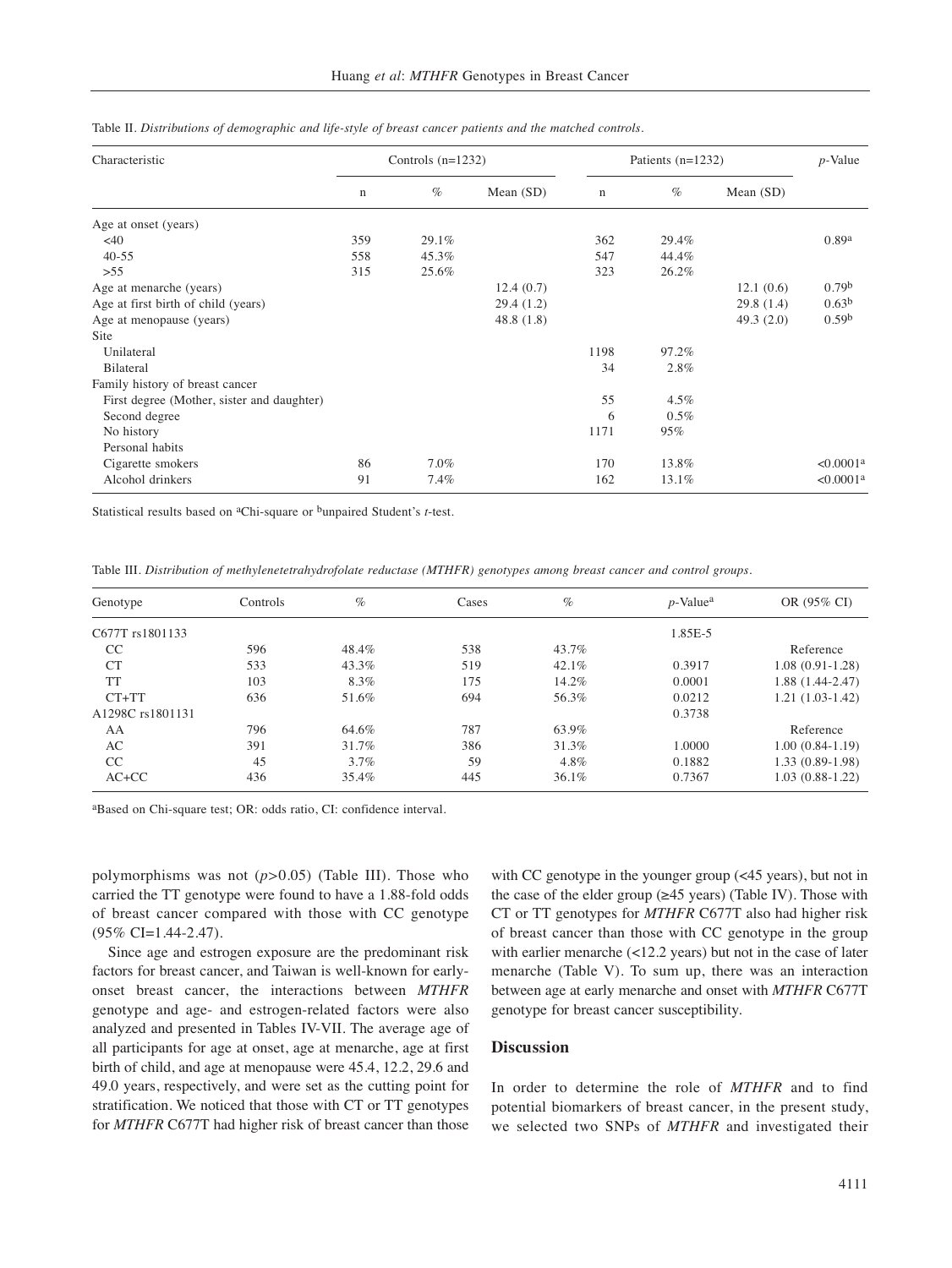Table II. *Distributions of demographic and life-style of breast cancer patients and the matched controls.*

| Characteristic | Controls (n=1232) | | | Patients (n=1232) | | | *p*-Value |
|---|---|---|---|---|---|---|---|
| | n | % | Mean (SD) | n | % | Mean (SD) | |
| Age at onset (years) | | | | | | | |
| <40 | 359 | 29.1% | | 362 | 29.4% | | 0.89[a] |
| 40-55 | 558 | 45.3% | | 547 | 44.4% | | |
| >55 | 315 | 25.6% | | 323 | 26.2% | | |
| Age at menarche (years) | | | 12.4 (0.7) | | | 12.1 (0.6) | 0.79[b] |
| Age at first birth of child (years) | | | 29.4 (1.2) | | | 29.8 (1.4) | 0.63[b] |
| Age at menopause (years) | | | 48.8 (1.8) | | | 49.3 (2.0) | 0.59[b] |
| Site | | | | | | | |
| Unilateral | | | | 1198 | 97.2% | | |
| Bilateral | | | | 34 | 2.8% | | |
| Family history of breast cancer | | | | | | | |
| First degree (Mother, sister and daughter) | | | | 55 | 4.5% | | |
| Second degree | | | | 6 | 0.5% | | |
| No history | | | | 1171 | 95% | | |
| Personal habits | | | | | | | |
| Cigarette smokers | 86 | 7.0% | | 170 | 13.8% | | <0.0001[a] |
| Alcohol drinkers | 91 | 7.4% | | 162 | 13.1% | | <0.0001[a] |

Statistical results based on [a]Chi-square or [b]unpaired Student's *t*-test.

Table III. *Distribution of methylenetetrahydrofolate reductase (MTHFR) genotypes among breast cancer and control groups.*

| Genotype | Controls | % | Cases | % | *p*-Value[a] | OR (95% CI) |
|---|---|---|---|---|---|---|
| C677T rs1801133 | | | | | 1.85E-5 | |
| CC | 596 | 48.4% | 538 | 43.7% | | Reference |
| CT | 533 | 43.3% | 519 | 42.1% | 0.3917 | 1.08 (0.91-1.28) |
| TT | 103 | 8.3% | 175 | 14.2% | 0.0001 | 1.88 (1.44-2.47) |
| CT+TT | 636 | 51.6% | 694 | 56.3% | 0.0212 | 1.21 (1.03-1.42) |
| A1298C rs1801131 | | | | | 0.3738 | |
| AA | 796 | 64.6% | 787 | 63.9% | | Reference |
| AC | 391 | 31.7% | 386 | 31.3% | 1.0000 | 1.00 (0.84-1.19) |
| CC | 45 | 3.7% | 59 | 4.8% | 0.1882 | 1.33 (0.89-1.98) |
| AC+CC | 436 | 35.4% | 445 | 36.1% | 0.7367 | 1.03 (0.88-1.22) |

[a]Based on Chi-square test; OR: odds ratio, CI: confidence interval.

polymorphisms was not ($p$>0.05) (Table III). Those who carried the TT genotype were found to have a 1.88-fold odds of breast cancer compared with those with CC genotype (95% CI=1.44-2.47).

Since age and estrogen exposure are the predominant risk factors for breast cancer, and Taiwan is well-known for early-onset breast cancer, the interactions between *MTHFR* genotype and age- and estrogen-related factors were also analyzed and presented in Tables IV-VII. The average age of all participants for age at onset, age at menarche, age at first birth of child, and age at menopause were 45.4, 12.2, 29.6 and 49.0 years, respectively, and were set as the cutting point for stratification. We noticed that those with CT or TT genotypes for *MTHFR* C677T had higher risk of breast cancer than those with CC genotype in the younger group (<45 years), but not in the case of the elder group (≥45 years) (Table IV). Those with CT or TT genotypes for *MTHFR* C677T also had higher risk of breast cancer than those with CC genotype in the group with earlier menarche (<12.2 years) but not in the case of later menarche (Table V). To sum up, there was an interaction between age at early menarche and onset with *MTHFR* C677T genotype for breast cancer susceptibility.

## Discussion

In order to determine the role of *MTHFR* and to find potential biomarkers of breast cancer, in the present study, we selected two SNPs of *MTHFR* and investigated their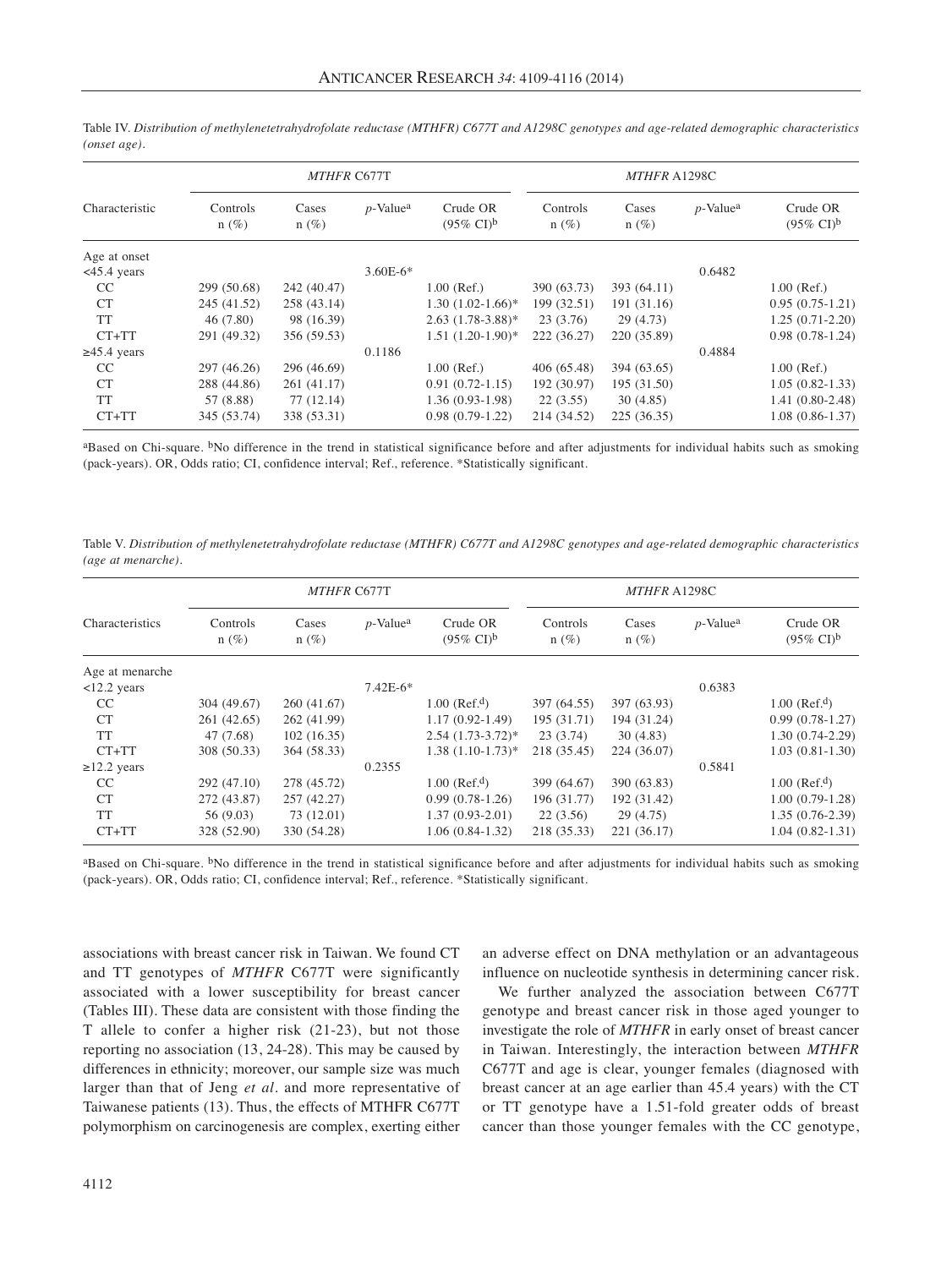Table IV. *Distribution of methylenetetrahydrofolate reductase (MTHFR) C677T and A1298C genotypes and age-related demographic characteristics (onset age).*

| Characteristic | *MTHFR* C677T | | | | *MTHFR* A1298C | | | |
|---|---|---|---|---|---|---|---|---|
| | Controls n (%) | Cases n (%) | *p*-Value[a] | Crude OR (95% CI)[b] | Controls n (%) | Cases n (%) | *p*-Value[a] | Crude OR (95% CI)[b] |
| Age at onset | | | | | | | | |
| <45.4 years | | | 3.60E-6* | | | | 0.6482 | |
| CC | 299 (50.68) | 242 (40.47) | | 1.00 (Ref.) | 390 (63.73) | 393 (64.11) | | 1.00 (Ref.) |
| CT | 245 (41.52) | 258 (43.14) | | 1.30 (1.02-1.66)* | 199 (32.51) | 191 (31.16) | | 0.95 (0.75-1.21) |
| TT | 46 (7.80) | 98 (16.39) | | 2.63 (1.78-3.88)* | 23 (3.76) | 29 (4.73) | | 1.25 (0.71-2.20) |
| CT+TT | 291 (49.32) | 356 (59.53) | | 1.51 (1.20-1.90)* | 222 (36.27) | 220 (35.89) | | 0.98 (0.78-1.24) |
| ≥45.4 years | | | 0.1186 | | | | 0.4884 | |
| CC | 297 (46.26) | 296 (46.69) | | 1.00 (Ref.) | 406 (65.48) | 394 (63.65) | | 1.00 (Ref.) |
| CT | 288 (44.86) | 261 (41.17) | | 0.91 (0.72-1.15) | 192 (30.97) | 195 (31.50) | | 1.05 (0.82-1.33) |
| TT | 57 (8.88) | 77 (12.14) | | 1.36 (0.93-1.98) | 22 (3.55) | 30 (4.85) | | 1.41 (0.80-2.48) |
| CT+TT | 345 (53.74) | 338 (53.31) | | 0.98 (0.79-1.22) | 214 (34.52) | 225 (36.35) | | 1.08 (0.86-1.37) |

[a]Based on Chi-square. [b]No difference in the trend in statistical significance before and after adjustments for individual habits such as smoking (pack-years). OR, Odds ratio; CI, confidence interval; Ref., reference. *Statistically significant.

Table V. *Distribution of methylenetetrahydrofolate reductase (MTHFR) C677T and A1298C genotypes and age-related demographic characteristics (age at menarche).*

| Characteristics | *MTHFR* C677T | | | | *MTHFR* A1298C | | | |
|---|---|---|---|---|---|---|---|---|
| | Controls n (%) | Cases n (%) | *p*-Value[a] | Crude OR (95% CI)[b] | Controls n (%) | Cases n (%) | *p*-Value[a] | Crude OR (95% CI)[b] |
| Age at menarche | | | | | | | | |
| <12.2 years | | | 7.42E-6* | | | | 0.6383 | |
| CC | 304 (49.67) | 260 (41.67) | | 1.00 (Ref.[d]) | 397 (64.55) | 397 (63.93) | | 1.00 (Ref.[d]) |
| CT | 261 (42.65) | 262 (41.99) | | 1.17 (0.92-1.49) | 195 (31.71) | 194 (31.24) | | 0.99 (0.78-1.27) |
| TT | 47 (7.68) | 102 (16.35) | | 2.54 (1.73-3.72)* | 23 (3.74) | 30 (4.83) | | 1.30 (0.74-2.29) |
| CT+TT | 308 (50.33) | 364 (58.33) | | 1.38 (1.10-1.73)* | 218 (35.45) | 224 (36.07) | | 1.03 (0.81-1.30) |
| ≥12.2 years | | | 0.2355 | | | | 0.5841 | |
| CC | 292 (47.10) | 278 (45.72) | | 1.00 (Ref.[d]) | 399 (64.67) | 390 (63.83) | | 1.00 (Ref.[d]) |
| CT | 272 (43.87) | 257 (42.27) | | 0.99 (0.78-1.26) | 196 (31.77) | 192 (31.42) | | 1.00 (0.79-1.28) |
| TT | 56 (9.03) | 73 (12.01) | | 1.37 (0.93-2.01) | 22 (3.56) | 29 (4.75) | | 1.35 (0.76-2.39) |
| CT+TT | 328 (52.90) | 330 (54.28) | | 1.06 (0.84-1.32) | 218 (35.33) | 221 (36.17) | | 1.04 (0.82-1.31) |

[a]Based on Chi-square. [b]No difference in the trend in statistical significance before and after adjustments for individual habits such as smoking (pack-years). OR, Odds ratio; CI, confidence interval; Ref., reference. *Statistically significant.

associations with breast cancer risk in Taiwan. We found CT and TT genotypes of *MTHFR* C677T were significantly associated with a lower susceptibility for breast cancer (Tables III). These data are consistent with those finding the T allele to confer a higher risk (21-23), but not those reporting no association (13, 24-28). This may be caused by differences in ethnicity; moreover, our sample size was much larger than that of Jeng *et al.* and more representative of Taiwanese patients (13). Thus, the effects of MTHFR C677T polymorphism on carcinogenesis are complex, exerting either an adverse effect on DNA methylation or an advantageous influence on nucleotide synthesis in determining cancer risk.

We further analyzed the association between C677T genotype and breast cancer risk in those aged younger to investigate the role of *MTHFR* in early onset of breast cancer in Taiwan. Interestingly, the interaction between *MTHFR* C677T and age is clear, younger females (diagnosed with breast cancer at an age earlier than 45.4 years) with the CT or TT genotype have a 1.51-fold greater odds of breast cancer than those younger females with the CC genotype,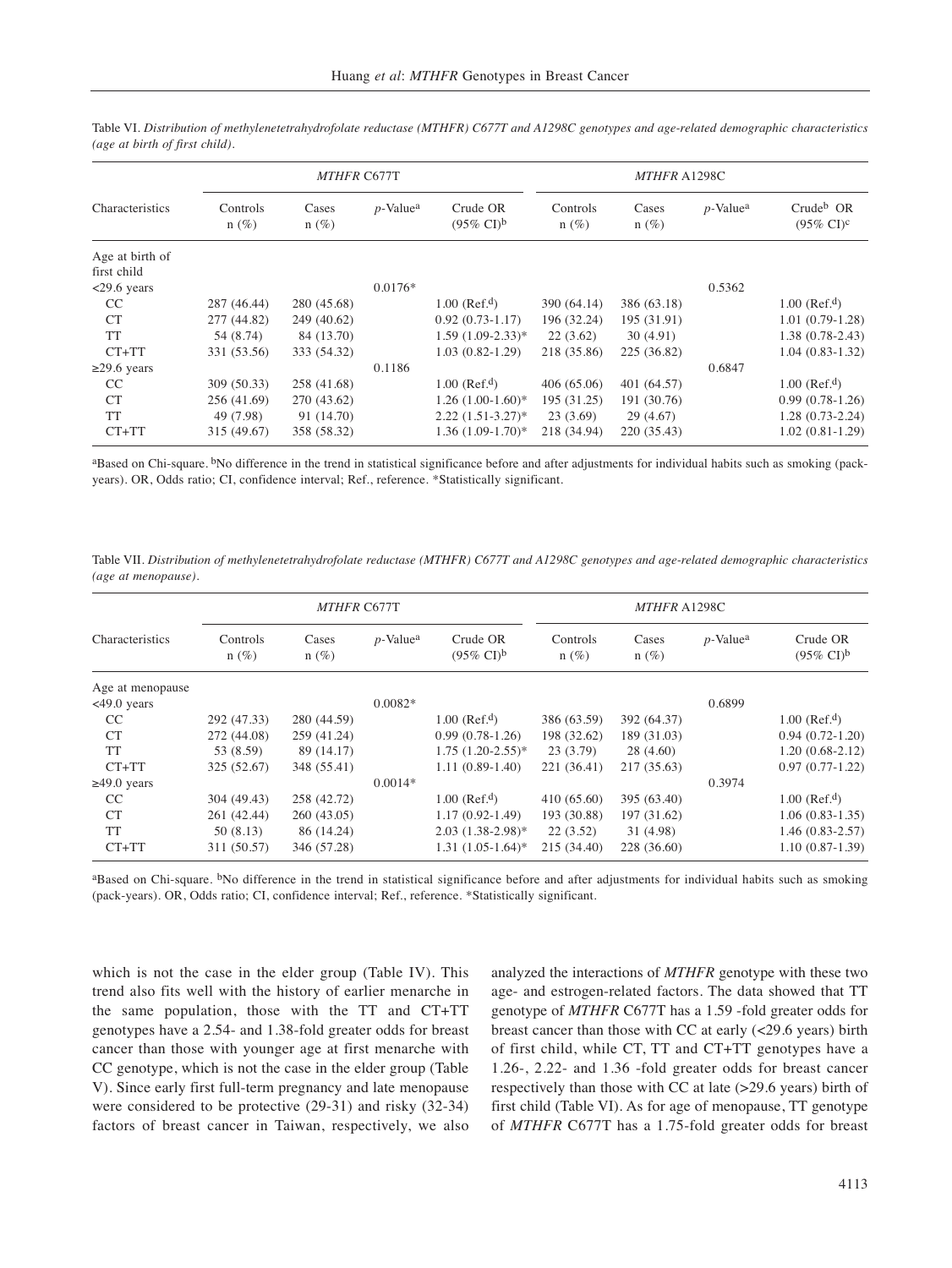Table VI. *Distribution of methylenetetrahydrofolate reductase (MTHFR) C677T and A1298C genotypes and age-related demographic characteristics (age at birth of first child).*

| Characteristics | *MTHFR* C677T | | | | *MTHFR* A1298C | | | |
|---|---|---|---|---|---|---|---|---|
| | Controls n (%) | Cases n (%) | *p*-Value[a] | Crude OR (95% CI)[b] | Controls n (%) | Cases n (%) | *p*-Value[a] | Crude[b] OR (95% CI)[c] |
| Age at birth of first child | | | | | | | | |
| <29.6 years | | | 0.0176* | | | | 0.5362 | |
| CC | 287 (46.44) | 280 (45.68) | | 1.00 (Ref.[d]) | 390 (64.14) | 386 (63.18) | | 1.00 (Ref.[d]) |
| CT | 277 (44.82) | 249 (40.62) | | 0.92 (0.73-1.17) | 196 (32.24) | 195 (31.91) | | 1.01 (0.79-1.28) |
| TT | 54 (8.74) | 84 (13.70) | | 1.59 (1.09-2.33)* | 22 (3.62) | 30 (4.91) | | 1.38 (0.78-2.43) |
| CT+TT | 331 (53.56) | 333 (54.32) | | 1.03 (0.82-1.29) | 218 (35.86) | 225 (36.82) | | 1.04 (0.83-1.32) |
| ≥29.6 years | | | 0.1186 | | | | 0.6847 | |
| CC | 309 (50.33) | 258 (41.68) | | 1.00 (Ref.[d]) | 406 (65.06) | 401 (64.57) | | 1.00 (Ref.[d]) |
| CT | 256 (41.69) | 270 (43.62) | | 1.26 (1.00-1.60)* | 195 (31.25) | 191 (30.76) | | 0.99 (0.78-1.26) |
| TT | 49 (7.98) | 91 (14.70) | | 2.22 (1.51-3.27)* | 23 (3.69) | 29 (4.67) | | 1.28 (0.73-2.24) |
| CT+TT | 315 (49.67) | 358 (58.32) | | 1.36 (1.09-1.70)* | 218 (34.94) | 220 (35.43) | | 1.02 (0.81-1.29) |

[a]Based on Chi-square. [b]No difference in the trend in statistical significance before and after adjustments for individual habits such as smoking (pack-years). OR, Odds ratio; CI, confidence interval; Ref., reference. *Statistically significant.

Table VII. *Distribution of methylenetetrahydrofolate reductase (MTHFR) C677T and A1298C genotypes and age-related demographic characteristics (age at menopause).*

| Characteristics | *MTHFR* C677T | | | | *MTHFR* A1298C | | | |
|---|---|---|---|---|---|---|---|---|
| | Controls n (%) | Cases n (%) | *p*-Value[a] | Crude OR (95% CI)[b] | Controls n (%) | Cases n (%) | *p*-Value[a] | Crude OR (95% CI)[b] |
| Age at menopause | | | | | | | | |
| <49.0 years | | | 0.0082* | | | | 0.6899 | |
| CC | 292 (47.33) | 280 (44.59) | | 1.00 (Ref.[d]) | 386 (63.59) | 392 (64.37) | | 1.00 (Ref.[d]) |
| CT | 272 (44.08) | 259 (41.24) | | 0.99 (0.78-1.26) | 198 (32.62) | 189 (31.03) | | 0.94 (0.72-1.20) |
| TT | 53 (8.59) | 89 (14.17) | | 1.75 (1.20-2.55)* | 23 (3.79) | 28 (4.60) | | 1.20 (0.68-2.12) |
| CT+TT | 325 (52.67) | 348 (55.41) | | 1.11 (0.89-1.40) | 221 (36.41) | 217 (35.63) | | 0.97 (0.77-1.22) |
| ≥49.0 years | | | 0.0014* | | | | 0.3974 | |
| CC | 304 (49.43) | 258 (42.72) | | 1.00 (Ref.[d]) | 410 (65.60) | 395 (63.40) | | 1.00 (Ref.[d]) |
| CT | 261 (42.44) | 260 (43.05) | | 1.17 (0.92-1.49) | 193 (30.88) | 197 (31.62) | | 1.06 (0.83-1.35) |
| TT | 50 (8.13) | 86 (14.24) | | 2.03 (1.38-2.98)* | 22 (3.52) | 31 (4.98) | | 1.46 (0.83-2.57) |
| CT+TT | 311 (50.57) | 346 (57.28) | | 1.31 (1.05-1.64)* | 215 (34.40) | 228 (36.60) | | 1.10 (0.87-1.39) |

[a]Based on Chi-square. [b]No difference in the trend in statistical significance before and after adjustments for individual habits such as smoking (pack-years). OR, Odds ratio; CI, confidence interval; Ref., reference. *Statistically significant.

which is not the case in the elder group (Table IV). This trend also fits well with the history of earlier menarche in the same population, those with the TT and CT+TT genotypes have a 2.54- and 1.38-fold greater odds for breast cancer than those with younger age at first menarche with CC genotype, which is not the case in the elder group (Table V). Since early first full-term pregnancy and late menopause were considered to be protective (29-31) and risky (32-34) factors of breast cancer in Taiwan, respectively, we also analyzed the interactions of *MTHFR* genotype with these two age- and estrogen-related factors. The data showed that TT genotype of *MTHFR* C677T has a 1.59 -fold greater odds for breast cancer than those with CC at early (<29.6 years) birth of first child, while CT, TT and CT+TT genotypes have a 1.26-, 2.22- and 1.36 -fold greater odds for breast cancer respectively than those with CC at late (>29.6 years) birth of first child (Table VI). As for age of menopause, TT genotype of *MTHFR* C677T has a 1.75-fold greater odds for breast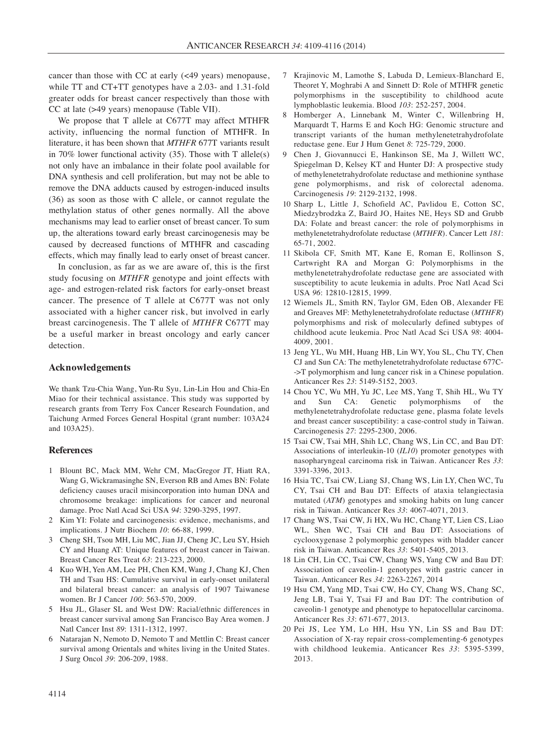cancer than those with CC at early (<49 years) menopause, while TT and CT+TT genotypes have a 2.03- and 1.31-fold greater odds for breast cancer respectively than those with CC at late (>49 years) menopause (Table VII).

We propose that T allele at C677T may affect MTHFR activity, influencing the normal function of MTHFR. In literature, it has been shown that *MTHFR* 677T variants result in 70% lower functional activity (35). Those with T allele(s) not only have an imbalance in their folate pool available for DNA synthesis and cell proliferation, but may not be able to remove the DNA adducts caused by estrogen-induced insults (36) as soon as those with C allele, or cannot regulate the methylation status of other genes normally. All the above mechanisms may lead to earlier onset of breast cancer. To sum up, the alterations toward early breast carcinogenesis may be caused by decreased functions of MTHFR and cascading effects, which may finally lead to early onset of breast cancer.

In conclusion, as far as we are aware of, this is the first study focusing on *MTHFR* genotype and joint effects with age- and estrogen-related risk factors for early-onset breast cancer. The presence of T allele at C677T was not only associated with a higher cancer risk, but involved in early breast carcinogenesis. The T allele of *MTHFR* C677T may be a useful marker in breast oncology and early cancer detection.

## Acknowledgements

We thank Tzu-Chia Wang, Yun-Ru Syu, Lin-Lin Hou and Chia-En Miao for their technical assistance. This study was supported by research grants from Terry Fox Cancer Research Foundation, and Taichung Armed Forces General Hospital (grant number: 103A24 and 103A25).

## References

1. Blount BC, Mack MM, Wehr CM, MacGregor JT, Hiatt RA, Wang G, Wickramasinghe SN, Everson RB and Ames BN: Folate deficiency causes uracil misincorporation into human DNA and chromosome breakage: implications for cancer and neuronal damage. Proc Natl Acad Sci USA *94*: 3290-3295, 1997.
2. Kim YI: Folate and carcinogenesis: evidence, mechanisms, and implications. J Nutr Biochem *10*: 66-88, 1999.
3. Cheng SH, Tsou MH, Liu MC, Jian JJ, Cheng JC, Leu SY, Hsieh CY and Huang AT: Unique features of breast cancer in Taiwan. Breast Cancer Res Treat *63*: 213-223, 2000.
4. Kuo WH, Yen AM, Lee PH, Chen KM, Wang J, Chang KJ, Chen TH and Tsau HS: Cumulative survival in early-onset unilateral and bilateral breast cancer: an analysis of 1907 Taiwanese women. Br J Cancer *100*: 563-570, 2009.
5. Hsu JL, Glaser SL and West DW: Racial/ethnic differences in breast cancer survival among San Francisco Bay Area women. J Natl Cancer Inst *89*: 1311-1312, 1997.
6. Natarajan N, Nemoto D, Nemoto T and Mettlin C: Breast cancer survival among Orientals and whites living in the United States. J Surg Oncol *39*: 206-209, 1988.
7. Krajinovic M, Lamothe S, Labuda D, Lemieux-Blanchard E, Theoret Y, Moghrabi A and Sinnett D: Role of MTHFR genetic polymorphisms in the susceptibility to childhood acute lymphoblastic leukemia. Blood *103*: 252-257, 2004.
8. Homberger A, Linnebank M, Winter C, Willenbring H, Marquardt T, Harms E and Koch HG: Genomic structure and transcript variants of the human methylenetetrahydrofolate reductase gene. Eur J Hum Genet *8*: 725-729, 2000.
9. Chen J, Giovannucci E, Hankinson SE, Ma J, Willett WC, Spiegelman D, Kelsey KT and Hunter DJ: A prospective study of methylenetetrahydrofolate reductase and methionine synthase gene polymorphisms, and risk of colorectal adenoma. Carcinogenesis *19*: 2129-2132, 1998.
10. Sharp L, Little J, Schofield AC, Pavlidou E, Cotton SC, Miedzybrodzka Z, Baird JO, Haites NE, Heys SD and Grubb DA: Folate and breast cancer: the role of polymorphisms in methylenetetrahydrofolate reductase (*MTHFR*). Cancer Lett *181*: 65-71, 2002.
11. Skibola CF, Smith MT, Kane E, Roman E, Rollinson S, Cartwright RA and Morgan G: Polymorphisms in the methylenetetrahydrofolate reductase gene are associated with susceptibility to acute leukemia in adults. Proc Natl Acad Sci USA *96*: 12810-12815, 1999.
12. Wiemels JL, Smith RN, Taylor GM, Eden OB, Alexander FE and Greaves MF: Methylenetetrahydrofolate reductase (*MTHFR*) polymorphisms and risk of molecularly defined subtypes of childhood acute leukemia. Proc Natl Acad Sci USA *98*: 4004-4009, 2001.
13. Jeng YL, Wu MH, Huang HB, Lin WY, You SL, Chu TY, Chen CJ and Sun CA: The methylenetetrahydrofolate reductase 677C->T polymorphism and lung cancer risk in a Chinese population. Anticancer Res *23*: 5149-5152, 2003.
14. Chou YC, Wu MH, Yu JC, Lee MS, Yang T, Shih HL, Wu TY and Sun CA: Genetic polymorphisms of the methylenetetrahydrofolate reductase gene, plasma folate levels and breast cancer susceptibility: a case-control study in Taiwan. Carcinogenesis *27*: 2295-2300, 2006.
15. Tsai CW, Tsai MH, Shih LC, Chang WS, Lin CC, and Bau DT: Associations of interleukin-10 (*IL10*) promoter genotypes with nasopharyngeal carcinoma risk in Taiwan. Anticancer Res *33*: 3391-3396, 2013.
16. Hsia TC, Tsai CW, Liang SJ, Chang WS, Lin LY, Chen WC, Tu CY, Tsai CH and Bau DT: Effects of ataxia telangiectasia mutated (*ATM*) genotypes and smoking habits on lung cancer risk in Taiwan. Anticancer Res *33*: 4067-4071, 2013.
17. Chang WS, Tsai CW, Ji HX, Wu HC, Chang YT, Lien CS, Liao WL, Shen WC, Tsai CH and Bau DT: Associations of cyclooxygenase 2 polymorphic genotypes with bladder cancer risk in Taiwan. Anticancer Res *33*: 5401-5405, 2013.
18. Lin CH, Lin CC, Tsai CW, Chang WS, Yang CW and Bau DT: Association of caveolin-1 genotypes with gastric cancer in Taiwan. Anticancer Res *34*: 2263-2267, 2014
19. Hsu CM, Yang MD, Tsai CW, Ho CY, Chang WS, Chang SC, Jeng LB, Tsai Y, Tsai FJ and Bau DT: The contribution of caveolin-1 genotype and phenotype to hepatocellular carcinoma. Anticancer Res *33*: 671-677, 2013.
20. Pei JS, Lee YM, Lo HH, Hsu YN, Lin SS and Bau DT: Association of X-ray repair cross-complementing-6 genotypes with childhood leukemia. Anticancer Res *33*: 5395-5399, 2013.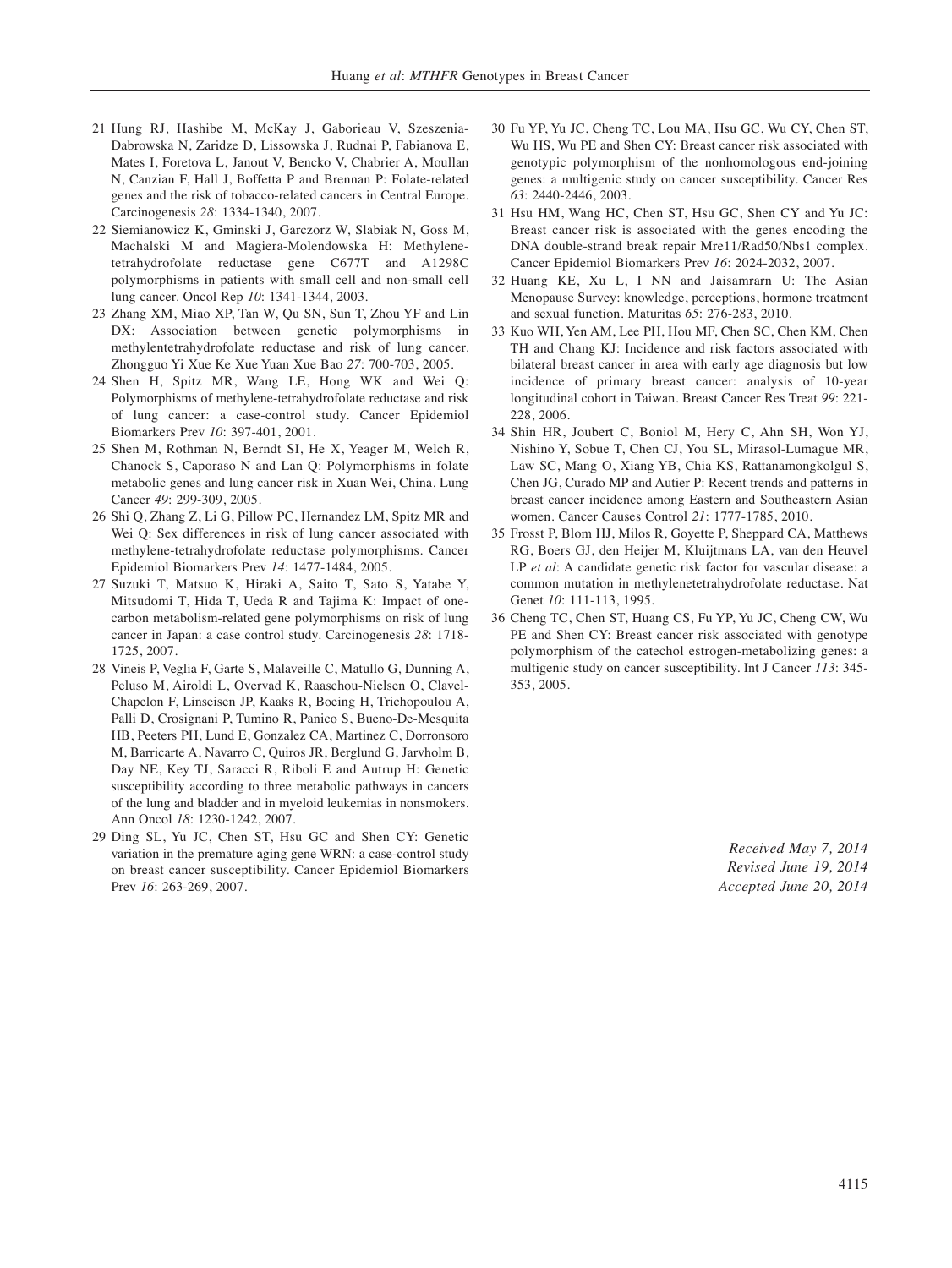21 Hung RJ, Hashibe M, McKay J, Gaborieau V, Szeszenia-Dabrowska N, Zaridze D, Lissowska J, Rudnai P, Fabianova E, Mates I, Foretova L, Janout V, Bencko V, Chabrier A, Moullan N, Canzian F, Hall J, Boffetta P and Brennan P: Folate-related genes and the risk of tobacco-related cancers in Central Europe. Carcinogenesis *28*: 1334-1340, 2007.

22 Siemianowicz K, Gminski J, Garczorz W, Slabiak N, Goss M, Machalski M and Magiera-Molendowska H: Methylene-tetrahydrofolate reductase gene C677T and A1298C polymorphisms in patients with small cell and non-small cell lung cancer. Oncol Rep *10*: 1341-1344, 2003.

23 Zhang XM, Miao XP, Tan W, Qu SN, Sun T, Zhou YF and Lin DX: Association between genetic polymorphisms in methylentetrahydrofolate reductase and risk of lung cancer. Zhongguo Yi Xue Ke Xue Yuan Xue Bao *27*: 700-703, 2005.

24 Shen H, Spitz MR, Wang LE, Hong WK and Wei Q: Polymorphisms of methylene-tetrahydrofolate reductase and risk of lung cancer: a case-control study. Cancer Epidemiol Biomarkers Prev *10*: 397-401, 2001.

25 Shen M, Rothman N, Berndt SI, He X, Yeager M, Welch R, Chanock S, Caporaso N and Lan Q: Polymorphisms in folate metabolic genes and lung cancer risk in Xuan Wei, China. Lung Cancer *49*: 299-309, 2005.

26 Shi Q, Zhang Z, Li G, Pillow PC, Hernandez LM, Spitz MR and Wei Q: Sex differences in risk of lung cancer associated with methylene-tetrahydrofolate reductase polymorphisms. Cancer Epidemiol Biomarkers Prev *14*: 1477-1484, 2005.

27 Suzuki T, Matsuo K, Hiraki A, Saito T, Sato S, Yatabe Y, Mitsudomi T, Hida T, Ueda R and Tajima K: Impact of one-carbon metabolism-related gene polymorphisms on risk of lung cancer in Japan: a case control study. Carcinogenesis *28*: 1718-1725, 2007.

28 Vineis P, Veglia F, Garte S, Malaveille C, Matullo G, Dunning A, Peluso M, Airoldi L, Overvad K, Raaschou-Nielsen O, Clavel-Chapelon F, Linseisen JP, Kaaks R, Boeing H, Trichopoulou A, Palli D, Crosignani P, Tumino R, Panico S, Bueno-De-Mesquita HB, Peeters PH, Lund E, Gonzalez CA, Martinez C, Dorronsoro M, Barricarte A, Navarro C, Quiros JR, Berglund G, Jarvholm B, Day NE, Key TJ, Saracci R, Riboli E and Autrup H: Genetic susceptibility according to three metabolic pathways in cancers of the lung and bladder and in myeloid leukemias in nonsmokers. Ann Oncol *18*: 1230-1242, 2007.

29 Ding SL, Yu JC, Chen ST, Hsu GC and Shen CY: Genetic variation in the premature aging gene WRN: a case-control study on breast cancer susceptibility. Cancer Epidemiol Biomarkers Prev *16*: 263-269, 2007.

30 Fu YP, Yu JC, Cheng TC, Lou MA, Hsu GC, Wu CY, Chen ST, Wu HS, Wu PE and Shen CY: Breast cancer risk associated with genotypic polymorphism of the nonhomologous end-joining genes: a multigenic study on cancer susceptibility. Cancer Res *63*: 2440-2446, 2003.

31 Hsu HM, Wang HC, Chen ST, Hsu GC, Shen CY and Yu JC: Breast cancer risk is associated with the genes encoding the DNA double-strand break repair Mre11/Rad50/Nbs1 complex. Cancer Epidemiol Biomarkers Prev *16*: 2024-2032, 2007.

32 Huang KE, Xu L, I NN and Jaisamrarn U: The Asian Menopause Survey: knowledge, perceptions, hormone treatment and sexual function. Maturitas *65*: 276-283, 2010.

33 Kuo WH, Yen AM, Lee PH, Hou MF, Chen SC, Chen KM, Chen TH and Chang KJ: Incidence and risk factors associated with bilateral breast cancer in area with early age diagnosis but low incidence of primary breast cancer: analysis of 10-year longitudinal cohort in Taiwan. Breast Cancer Res Treat *99*: 221-228, 2006.

34 Shin HR, Joubert C, Boniol M, Hery C, Ahn SH, Won YJ, Nishino Y, Sobue T, Chen CJ, You SL, Mirasol-Lumague MR, Law SC, Mang O, Xiang YB, Chia KS, Rattanamongkolgul S, Chen JG, Curado MP and Autier P: Recent trends and patterns in breast cancer incidence among Eastern and Southeastern Asian women. Cancer Causes Control *21*: 1777-1785, 2010.

35 Frosst P, Blom HJ, Milos R, Goyette P, Sheppard CA, Matthews RG, Boers GJ, den Heijer M, Kluijtmans LA, van den Heuvel LP *et al*: A candidate genetic risk factor for vascular disease: a common mutation in methylenetetrahydrofolate reductase. Nat Genet *10*: 111-113, 1995.

36 Cheng TC, Chen ST, Huang CS, Fu YP, Yu JC, Cheng CW, Wu PE and Shen CY: Breast cancer risk associated with genotype polymorphism of the catechol estrogen-metabolizing genes: a multigenic study on cancer susceptibility. Int J Cancer *113*: 345-353, 2005.

*Received May 7, 2014*
*Revised June 19, 2014*
*Accepted June 20, 2014*